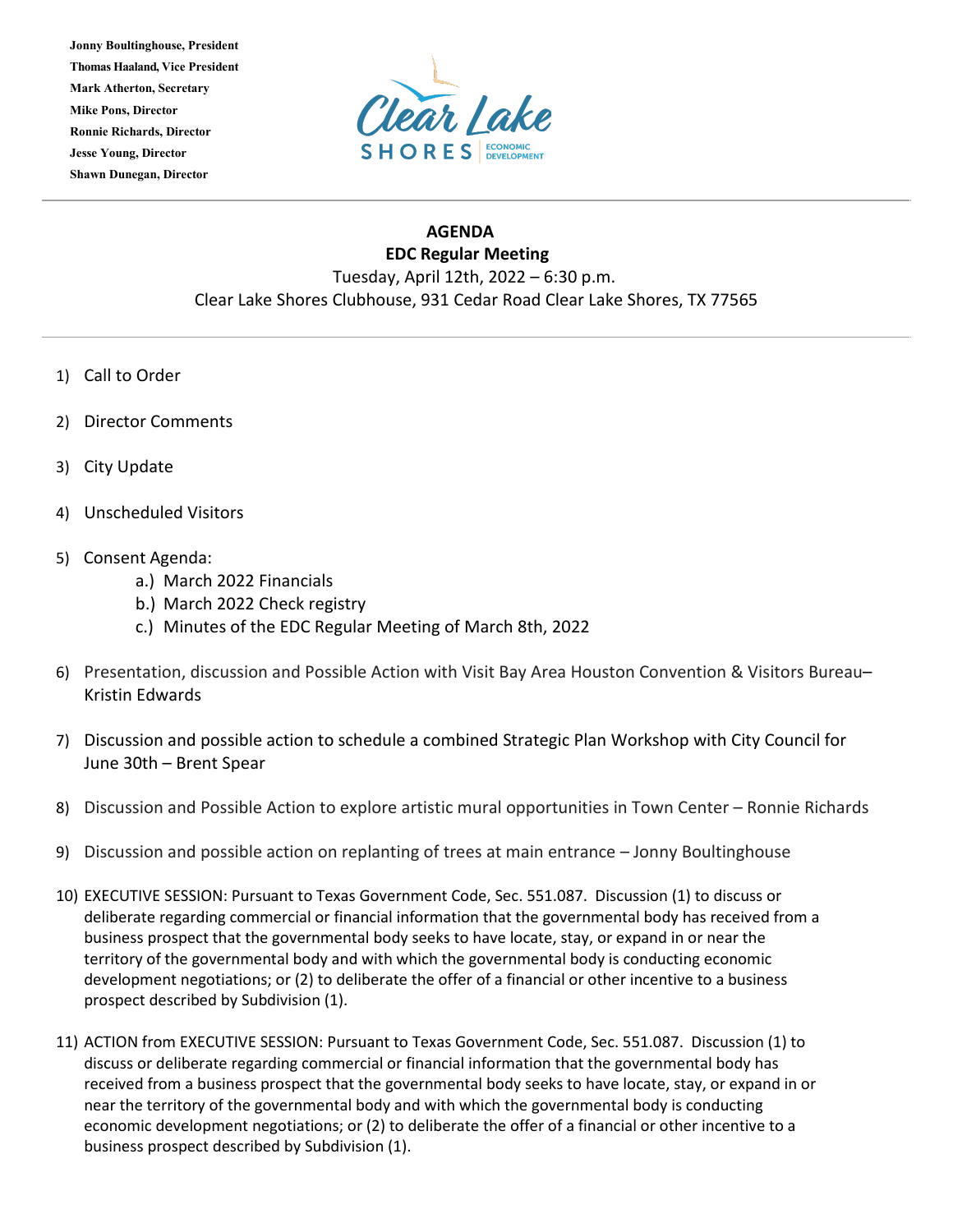**Jonny Boultinghouse, President**
**Thomas Haaland, Vice President**
**Mark Atherton, Secretary**
**Mike Pons, Director**
**Ronnie Richards, Director**
**Jesse Young, Director**
**Shawn Dunegan, Director**

Clear Lake SHORES | ECONOMIC DEVELOPMENT

---

# AGENDA
## EDC Regular Meeting
Tuesday, April 12th, 2022 – 6:30 p.m.
Clear Lake Shores Clubhouse, 931 Cedar Road Clear Lake Shores, TX 77565

---

1) Call to Order

2) Director Comments

3) City Update

4) Unscheduled Visitors

5) Consent Agenda:
   a.) March 2022 Financials
   b.) March 2022 Check registry
   c.) Minutes of the EDC Regular Meeting of March 8th, 2022

6) Presentation, discussion and Possible Action with Visit Bay Area Houston Convention & Visitors Bureau– Kristin Edwards

7) Discussion and possible action to schedule a combined Strategic Plan Workshop with City Council for June 30th – Brent Spear

8) Discussion and Possible Action to explore artistic mural opportunities in Town Center – Ronnie Richards

9) Discussion and possible action on replanting of trees at main entrance – Jonny Boultinghouse

10) EXECUTIVE SESSION: Pursuant to Texas Government Code, Sec. 551.087. Discussion (1) to discuss or deliberate regarding commercial or financial information that the governmental body has received from a business prospect that the governmental body seeks to have locate, stay, or expand in or near the territory of the governmental body and with which the governmental body is conducting economic development negotiations; or (2) to deliberate the offer of a financial or other incentive to a business prospect described by Subdivision (1).

11) ACTION from EXECUTIVE SESSION: Pursuant to Texas Government Code, Sec. 551.087. Discussion (1) to discuss or deliberate regarding commercial or financial information that the governmental body has received from a business prospect that the governmental body seeks to have locate, stay, or expand in or near the territory of the governmental body and with which the governmental body is conducting economic development negotiations; or (2) to deliberate the offer of a financial or other incentive to a business prospect described by Subdivision (1).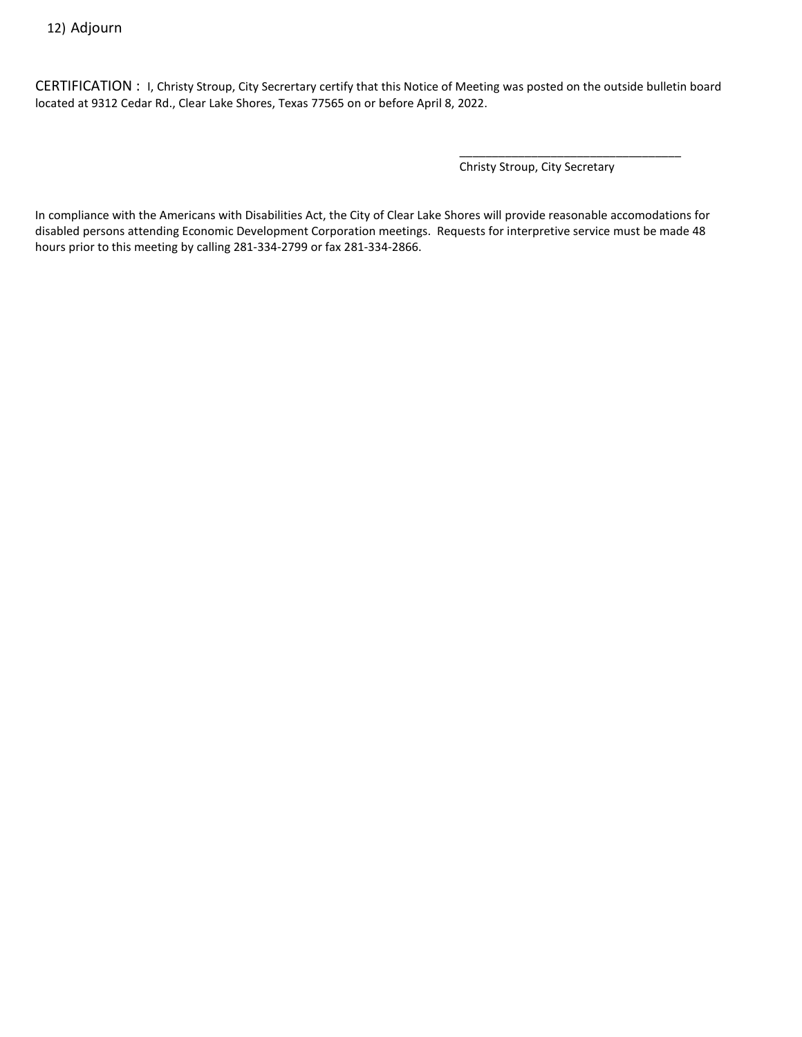12) Adjourn

CERTIFICATION : I, Christy Stroup, City Secrertary certify that this Notice of Meeting was posted on the outside bulletin board located at 9312 Cedar Rd., Clear Lake Shores, Texas 77565 on or before April 8, 2022.

\_\_\_\_\_\_\_\_\_\_\_\_\_\_\_\_\_\_\_\_\_\_\_\_\_\_\_\_\_\_\_\_\_\_\_

Christy Stroup, City Secretary

In compliance with the Americans with Disabilities Act, the City of Clear Lake Shores will provide reasonable accomodations for disabled persons attending Economic Development Corporation meetings. Requests for interpretive service must be made 48 hours prior to this meeting by calling 281-334-2799 or fax 281-334-2866.